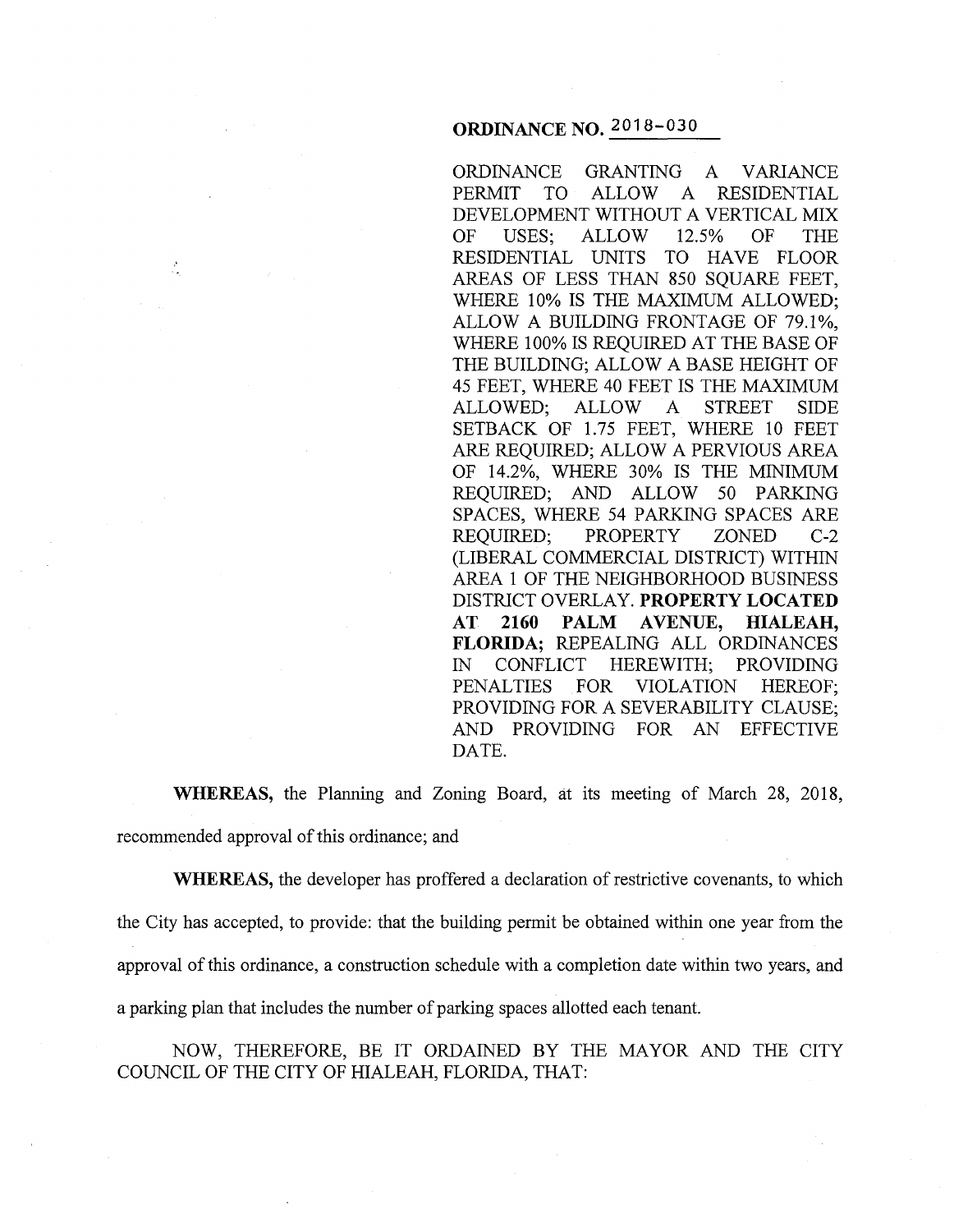# ORDINANCE NO. 2018-030

ORDINANCE GRANTING A VARIANCE PERMIT TO ALLOW A RESIDENTIAL DEVELOPMENT WITHOUT A VERTICAL MIX OF USES; ALLOW 12.5% OF THE RESIDENTIAL UNITS TO HAVE FLOOR AREAS OF LESS THAN 850 SQUARE FEET, WHERE 10% IS THE MAXIMUM ALLOWED; ALLOW A BUILDING FRONTAGE OF 79.1%, WHERE 100% IS REQUIRED AT THE BASE OF THE BUILDING; ALLOW A BASE HEIGHT OF 45 FEET, WHERE 40 FEET IS THE MAXIMUM ALLOWED; ALLOW A STREET SIDE SETBACK OF 1.75 FEET, WHERE 10 FEET ARE REQUIRED; ALLOW A PERVIOUS AREA OF 14.2%, WHERE 30% IS THE MINIMUM REQUIRED; AND ALLOW 50 PARKING SPACES, WHERE 54 PARKING SPACES ARE REQUIRED; PROPERTY ZONED C-2 (LIBERAL COMMERCIAL DISTRICT) WITHIN AREA 1 OF THE NEIGHBORHOOD BUSINESS DISTRICT OVERLAY. **PROPERTY LOCATED AT 2160 PALM AVENUE, HIALEAH, FLORIDA;** REPEALING ALL ORDINANCES IN CONFLICT HEREWITH; PROVIDING PENALTIES FOR VIOLATION HEREOF; PROVIDING FOR A SEVERABILITY CLAUSE; AND PROVIDING FOR AN EFFECTIVE DATE.

**WHEREAS,** the Planning and Zoning Board, at its meeting of March 28, 2018, recommended approval of this ordinance; and

**WHEREAS,** the developer has proffered a declaration of restrictive covenants, to which the City has accepted, to provide: that the building permit be obtained within one year from the approval of this ordinance, a construction schedule with a completion date within two years, and a parking plan that includes the number of parking spaces allotted each tenant.

NOW, THEREFORE, BE IT ORDAINED BY THE MAYOR AND THE CITY COUNCIL OF THE CITY OF HIALEAH, FLORIDA, THAT: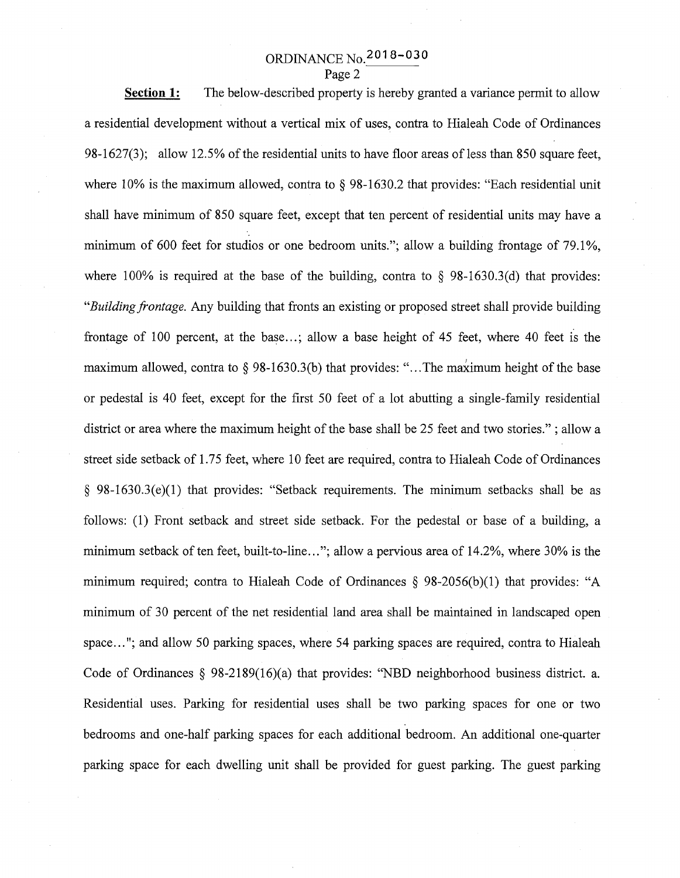**Section 1:** The below-described property is hereby granted a variance permit to allow a residential development without a vertical mix of uses, contra to Hialeah Code of Ordinances 98-1627(3); allow 12.5% of the residential units to have floor areas of less than 850 square feet, where 10% is the maximum allowed, contra to § 98-1630.2 that provides: "Each residential unit shall have minimum of 850 square feet, except that ten percent of residential units may have a minimum of 600 feet for studios or one bedroom units."; allow a building frontage of 79.1%, where 100% is required at the base of the building, contra to § 98-1630.3(d) that provides: "*Building frontage.* Any building that fronts an existing or proposed street shall provide building frontage of 100 percent, at the base...; allow a base height of 45 feet, where 40 feet is the maximum allowed, contra to § 98-1630.3(b) that provides: "...The maximum height of the base or pedestal is 40 feet, except for the first 50 feet of a lot abutting a single-family residential district or area where the maximum height of the base shall be 25 feet and two stories." ; allow a street side setback of 1.75 feet, where 10 feet are required, contra to Hialeah Code of Ordinances § 98-1630.3(e)(1) that provides: "Setback requirements. The minimum setbacks shall be as follows: (1) Front setback and street side setback. For the pedestal or base of a building, a minimum setback of ten feet, built-to-line..."; allow a pervious area of 14.2%, where 30% is the minimum required; contra to Hialeah Code of Ordinances § 98-2056(b)(1) that provides: "A minimum of 30 percent of the net residential land area shall be maintained in landscaped open space..."; and allow 50 parking spaces, where 54 parking spaces are required, contra to Hialeah Code of Ordinances § 98-2189(16)(a) that provides: "NBD neighborhood business district. a. Residential uses. Parking for residential uses shall be two parking spaces for one or two bedrooms and one-half parking spaces for each additional bedroom. An additional one-quarter parking space for each dwelling unit shall be provided for guest parking. The guest parking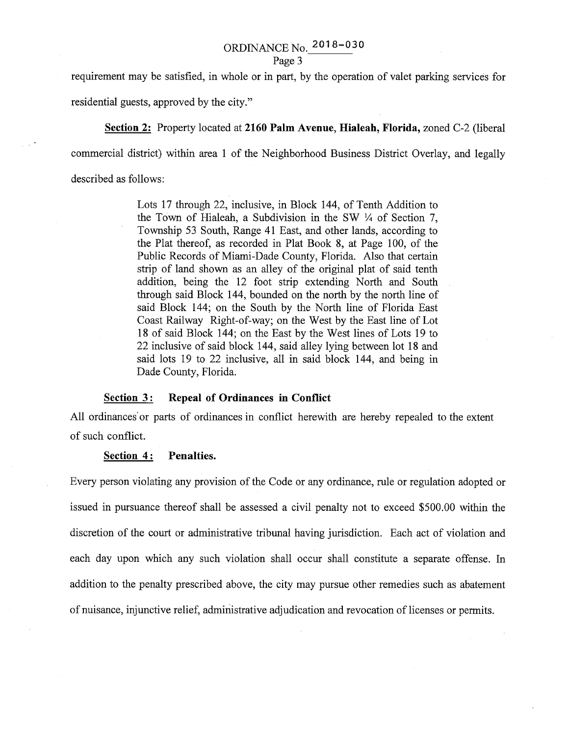requirement may be satisfied, in whole or in part, by the operation of valet parking services for residential guests, approved by the city."

**Section 2:** Property located at **2160 Palm Avenue, Hialeah, Florida,** zoned C-2 (liberal commercial district) within area 1 of the Neighborhood Business District Overlay, and legally described as follows:

> Lots 17 through 22, inclusive, in Block 144, of Tenth Addition to the Town of Hialeah, a Subdivision in the SW ¼ of Section 7, Township 53 South, Range 41 East, and other lands, according to the Plat thereof, as recorded in Plat Book 8, at Page 100, of the Public Records of Miami-Dade County, Florida. Also that certain strip of land shown as an alley of the original plat of said tenth addition, being the 12 foot strip extending North and South through said Block 144, bounded on the north by the north line of said Block 144; on the South by the North line of Florida East Coast Railway Right-of-way; on the West by the East line of Lot 18 of said Block 144; on the East by the West lines of Lots 19 to 22 inclusive of said block 144, said alley lying between lot 18 and said lots 19 to 22 inclusive, all in said block 144, and being in Dade County, Florida.

**Section 3: Repeal of Ordinances in Conflict**

All ordinances or parts of ordinances in conflict herewith are hereby repealed to the extent of such conflict.

**Section 4: Penalties.**

Every person violating any provision of the Code or any ordinance, rule or regulation adopted or issued in pursuance thereof shall be assessed a civil penalty not to exceed $500.00 within the discretion of the court or administrative tribunal having jurisdiction. Each act of violation and each day upon which any such violation shall occur shall constitute a separate offense. In addition to the penalty prescribed above, the city may pursue other remedies such as abatement of nuisance, injunctive relief, administrative adjudication and revocation of licenses or permits.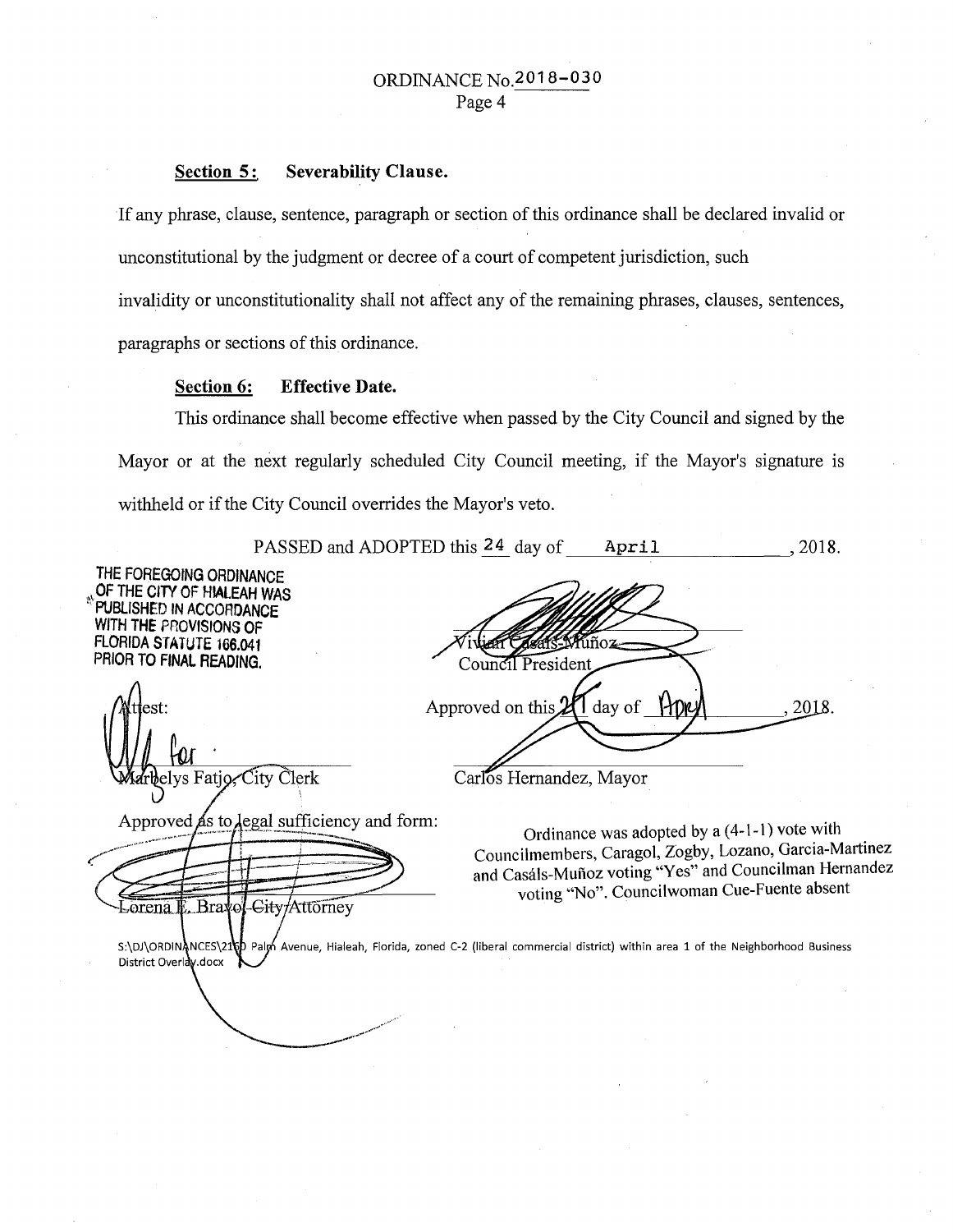ORDINANCE No. 2018-030

**Section 5: Severability Clause.**

If any phrase, clause, sentence, paragraph or section of this ordinance shall be declared invalid or unconstitutional by the judgment or decree of a court of competent jurisdiction, such invalidity or unconstitutionality shall not affect any of the remaining phrases, clauses, sentences, paragraphs or sections of this ordinance.

**Section 6: Effective Date.**

This ordinance shall become effective when passed by the City Council and signed by the Mayor or at the next regularly scheduled City Council meeting, if the Mayor's signature is withheld or if the City Council overrides the Mayor's veto.

PASSED and ADOPTED this 24 day of April, 2018.

THE FOREGOING ORDINANCE OF THE CITY OF HIALEAH WAS PUBLISHED IN ACCORDANCE WITH THE PROVISIONS OF FLORIDA STATUTE 166.041 PRIOR TO FINAL READING.

Vivian Casáls-Muñoz
Council President

Attest:

for

Marbelys Fatjo, City Clerk

Approved on this 27 day of April, 2018.

Carlos Hernandez, Mayor

Approved as to legal sufficiency and form:

Lorena E. Bravo, City Attorney

Ordinance was adopted by a (4-1-1) vote with Councilmembers, Caragol, Zogby, Lozano, Garcia-Martinez and Casáls-Muñoz voting "Yes" and Councilman Hernandez voting "No". Councilwoman Cue-Fuente absent

S:\DJ\ORDINANCES\2150 Palm Avenue, Hialeah, Florida, zoned C-2 (liberal commercial district) within area 1 of the Neighborhood Business District Overlay.docx